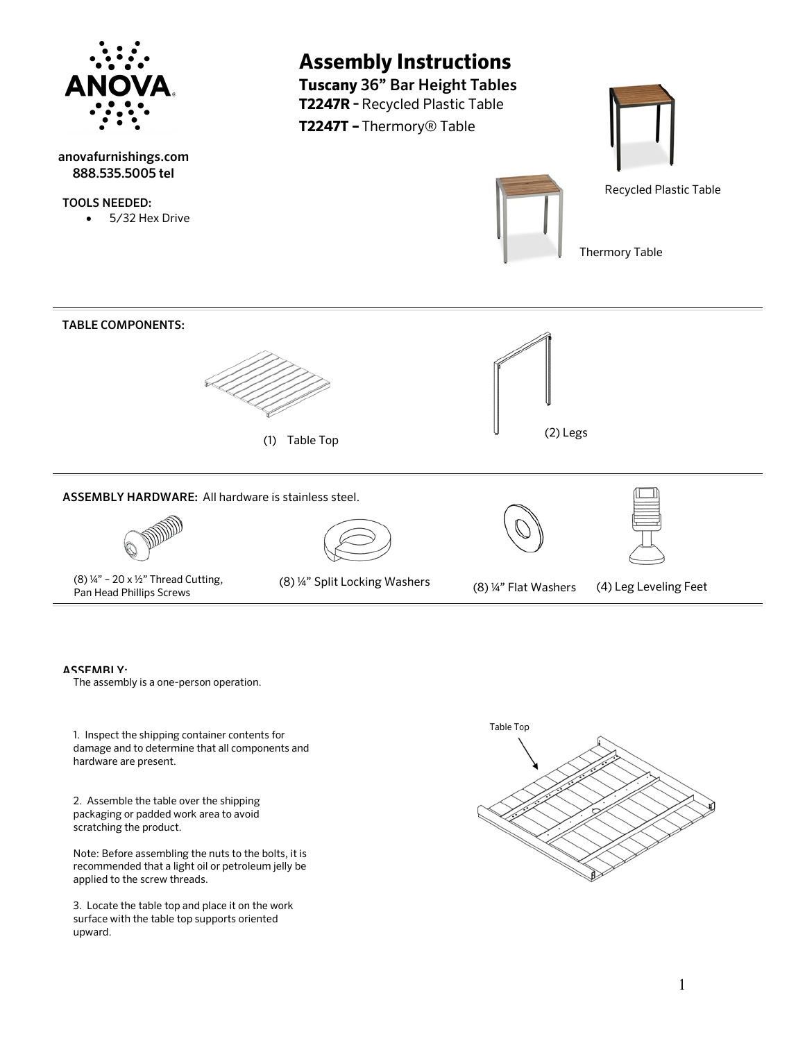ANOVA

anovafurnishings.com
888.535.5005 tel

**TOOLS NEEDED:**

- 5/32 Hex Drive

# Assembly Instructions

## Tuscany 36" Bar Height Tables

**T2247R –** Recycled Plastic Table

**T2247T –** Thermory® Table

Recycled Plastic Table

Thermory Table

---

**TABLE COMPONENTS:**

(1) Table Top

(2) Legs

---

**ASSEMBLY HARDWARE:** All hardware is stainless steel.

(8) ¼" – 20 x ½" Thread Cutting, Pan Head Phillips Screws

(8) ¼" Split Locking Washers

(8) ¼" Flat Washers

(4) Leg Leveling Feet

---

**ASSEMBLY:**

The assembly is a one-person operation.

1. Inspect the shipping container contents for damage and to determine that all components and hardware are present.

2. Assemble the table over the shipping packaging or padded work area to avoid scratching the product.

Note: Before assembling the nuts to the bolts, it is recommended that a light oil or petroleum jelly be applied to the screw threads.

3. Locate the table top and place it on the work surface with the table top supports oriented upward.

Table Top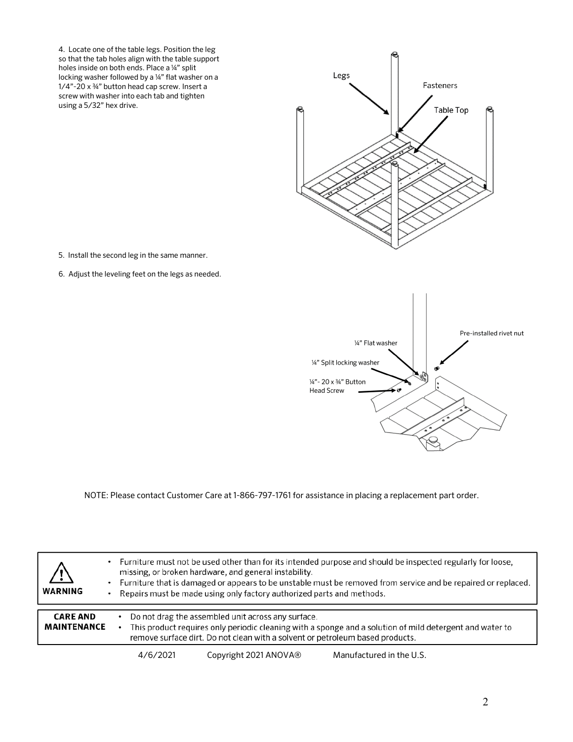4. Locate one of the table legs. Position the leg so that the tab holes align with the table support holes inside on both ends. Place a ¼" split locking washer followed by a ¼" flat washer on a 1/4"-20 x ¾" button head cap screw. Insert a screw with washer into each tab and tighten using a 5/32" hex drive.

Legs

Fasteners

Table Top

5. Install the second leg in the same manner.

6. Adjust the leveling feet on the legs as needed.

Pre-installed rivet nut

¼" Flat washer

¼" Split locking washer

¼"- 20 x ¾" Button Head Screw

NOTE: Please contact Customer Care at 1-866-797-1761 for assistance in placing a replacement part order.

| | |
|---|---|
| **WARNING** | • Furniture must not be used other than for its intended purpose and should be inspected regularly for loose, missing, or broken hardware, and general instability.<br>• Furniture that is damaged or appears to be unstable must be removed from service and be repaired or replaced.<br>• Repairs must be made using only factory authorized parts and methods. |
| **CARE AND MAINTENANCE** | • Do not drag the assembled unit across any surface.<br>• This product requires only periodic cleaning with a sponge and a solution of mild detergent and water to remove surface dirt. Do not clean with a solvent or petroleum based products. |

4/6/2021 Copyright 2021 ANOVA® Manufactured in the U.S.